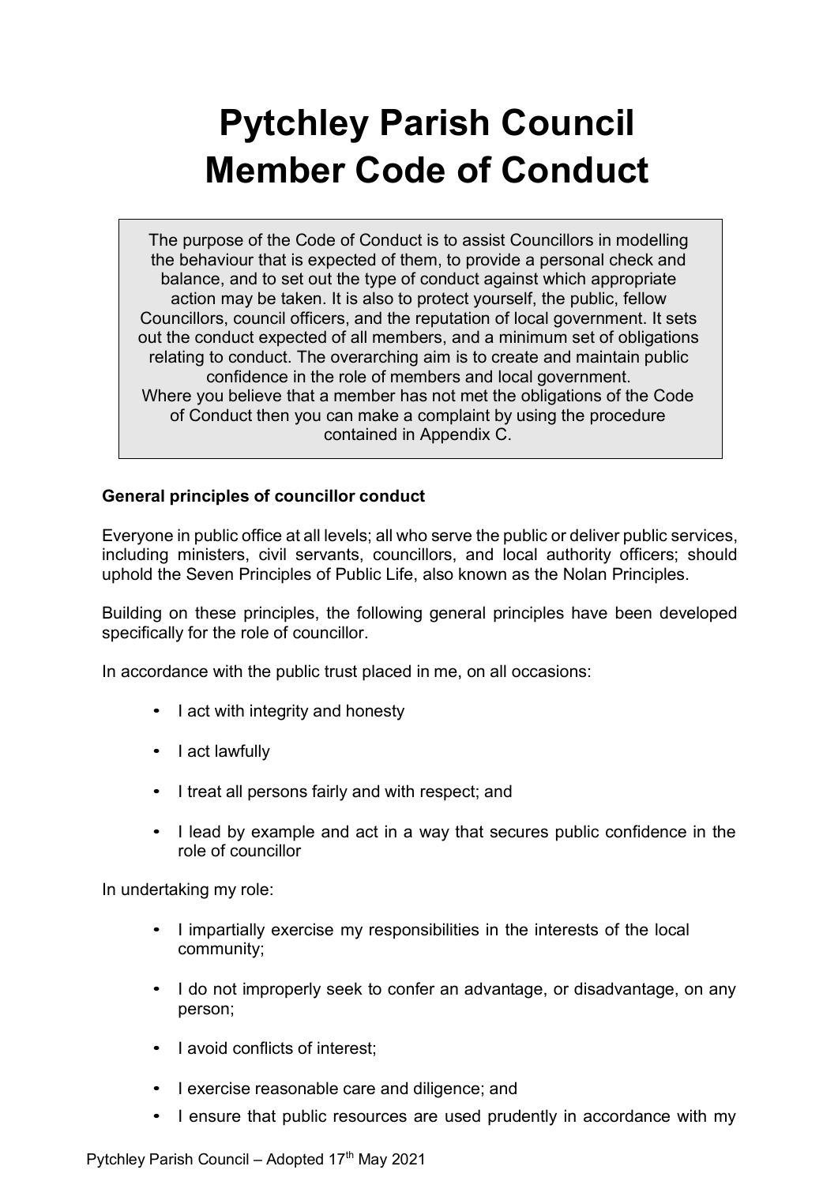# Pytchley Parish Council
# Member Code of Conduct

> The purpose of the Code of Conduct is to assist Councillors in modelling the behaviour that is expected of them, to provide a personal check and balance, and to set out the type of conduct against which appropriate action may be taken. It is also to protect yourself, the public, fellow Councillors, council officers, and the reputation of local government. It sets out the conduct expected of all members, and a minimum set of obligations relating to conduct. The overarching aim is to create and maintain public confidence in the role of members and local government.
> Where you believe that a member has not met the obligations of the Code of Conduct then you can make a complaint by using the procedure contained in Appendix C.

**General principles of councillor conduct**

Everyone in public office at all levels; all who serve the public or deliver public services, including ministers, civil servants, councillors, and local authority officers; should uphold the Seven Principles of Public Life, also known as the Nolan Principles.

Building on these principles, the following general principles have been developed specifically for the role of councillor.

In accordance with the public trust placed in me, on all occasions:

- I act with integrity and honesty
- I act lawfully
- I treat all persons fairly and with respect; and
- I lead by example and act in a way that secures public confidence in the role of councillor

In undertaking my role:

- I impartially exercise my responsibilities in the interests of the local community;
- I do not improperly seek to confer an advantage, or disadvantage, on any person;
- I avoid conflicts of interest;
- I exercise reasonable care and diligence; and
- I ensure that public resources are used prudently in accordance with my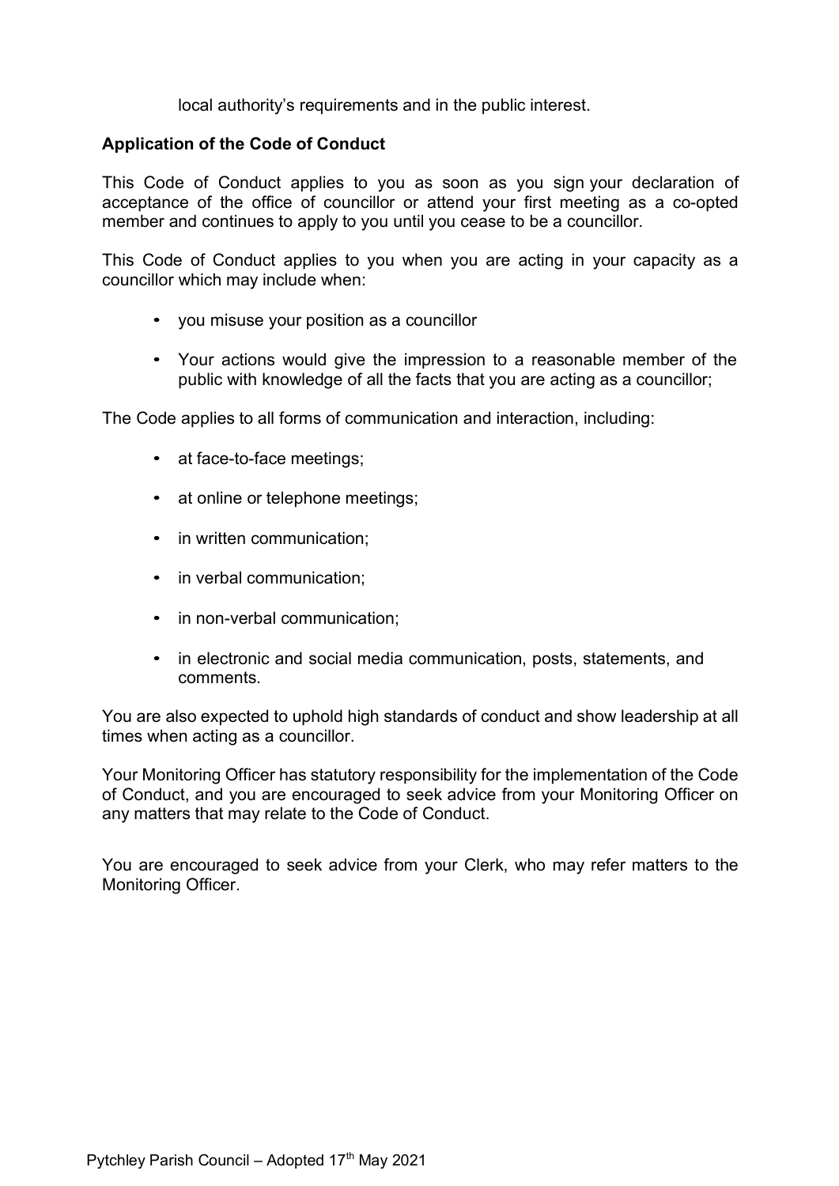local authority's requirements and in the public interest.

**Application of the Code of Conduct**

This Code of Conduct applies to you as soon as you sign your declaration of acceptance of the office of councillor or attend your first meeting as a co-opted member and continues to apply to you until you cease to be a councillor.

This Code of Conduct applies to you when you are acting in your capacity as a councillor which may include when:

- you misuse your position as a councillor
- Your actions would give the impression to a reasonable member of the public with knowledge of all the facts that you are acting as a councillor;

The Code applies to all forms of communication and interaction, including:

- at face-to-face meetings;
- at online or telephone meetings;
- in written communication;
- in verbal communication;
- in non-verbal communication;
- in electronic and social media communication, posts, statements, and comments.

You are also expected to uphold high standards of conduct and show leadership at all times when acting as a councillor.

Your Monitoring Officer has statutory responsibility for the implementation of the Code of Conduct, and you are encouraged to seek advice from your Monitoring Officer on any matters that may relate to the Code of Conduct.

You are encouraged to seek advice from your Clerk, who may refer matters to the Monitoring Officer.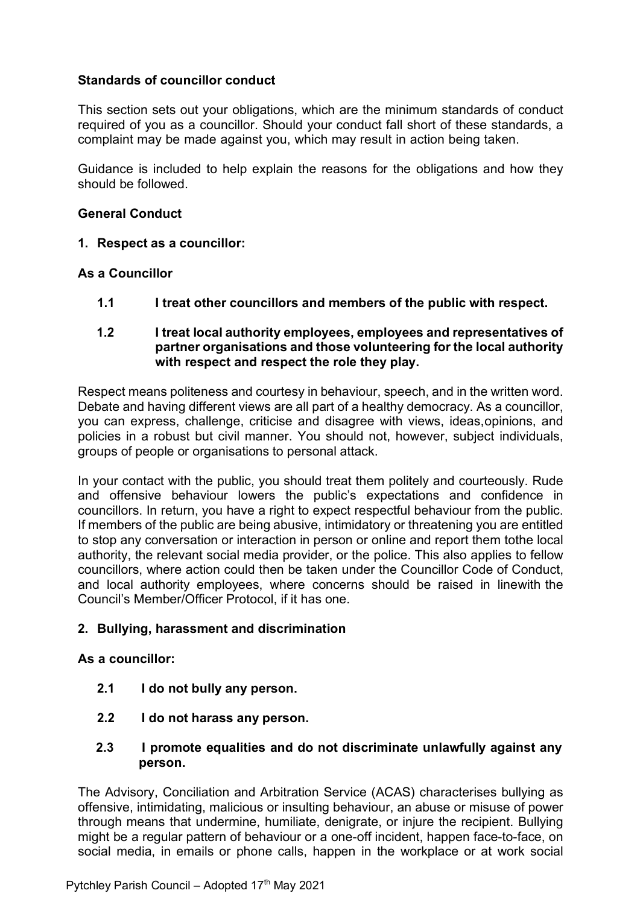**Standards of councillor conduct**

This section sets out your obligations, which are the minimum standards of conduct required of you as a councillor. Should your conduct fall short of these standards, a complaint may be made against you, which may result in action being taken.

Guidance is included to help explain the reasons for the obligations and how they should be followed.

**General Conduct**

**1. Respect as a councillor:**

**As a Councillor**

**1.1 I treat other councillors and members of the public with respect.**

**1.2 I treat local authority employees, employees and representatives of partner organisations and those volunteering for the local authority with respect and respect the role they play.**

Respect means politeness and courtesy in behaviour, speech, and in the written word. Debate and having different views are all part of a healthy democracy. As a councillor, you can express, challenge, criticise and disagree with views, ideas,opinions, and policies in a robust but civil manner. You should not, however, subject individuals, groups of people or organisations to personal attack.

In your contact with the public, you should treat them politely and courteously. Rude and offensive behaviour lowers the public's expectations and confidence in councillors. In return, you have a right to expect respectful behaviour from the public. If members of the public are being abusive, intimidatory or threatening you are entitled to stop any conversation or interaction in person or online and report them tothe local authority, the relevant social media provider, or the police. This also applies to fellow councillors, where action could then be taken under the Councillor Code of Conduct, and local authority employees, where concerns should be raised in linewith the Council's Member/Officer Protocol, if it has one.

**2. Bullying, harassment and discrimination**

**As a councillor:**

**2.1 I do not bully any person.**

**2.2 I do not harass any person.**

**2.3 I promote equalities and do not discriminate unlawfully against any person.**

The Advisory, Conciliation and Arbitration Service (ACAS) characterises bullying as offensive, intimidating, malicious or insulting behaviour, an abuse or misuse of power through means that undermine, humiliate, denigrate, or injure the recipient. Bullying might be a regular pattern of behaviour or a one-off incident, happen face-to-face, on social media, in emails or phone calls, happen in the workplace or at work social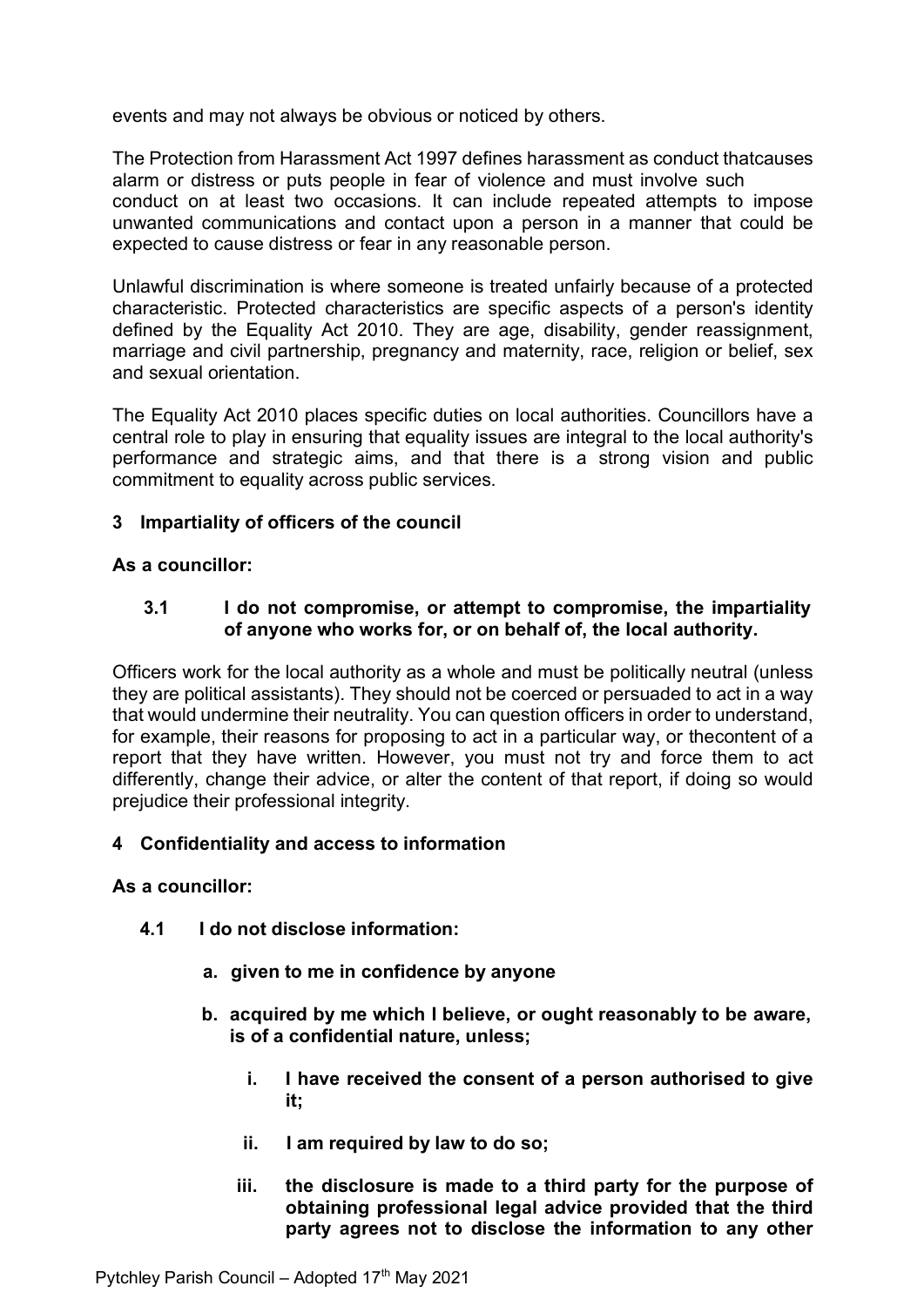events and may not always be obvious or noticed by others.

The Protection from Harassment Act 1997 defines harassment as conduct thatcauses alarm or distress or puts people in fear of violence and must involve such conduct on at least two occasions. It can include repeated attempts to impose unwanted communications and contact upon a person in a manner that could be expected to cause distress or fear in any reasonable person.

Unlawful discrimination is where someone is treated unfairly because of a protected characteristic. Protected characteristics are specific aspects of a person's identity defined by the Equality Act 2010. They are age, disability, gender reassignment, marriage and civil partnership, pregnancy and maternity, race, religion or belief, sex and sexual orientation.

The Equality Act 2010 places specific duties on local authorities. Councillors have a central role to play in ensuring that equality issues are integral to the local authority's performance and strategic aims, and that there is a strong vision and public commitment to equality across public services.

## 3 Impartiality of officers of the council

**As a councillor:**

**3.1 I do not compromise, or attempt to compromise, the impartiality of anyone who works for, or on behalf of, the local authority.**

Officers work for the local authority as a whole and must be politically neutral (unless they are political assistants). They should not be coerced or persuaded to act in a way that would undermine their neutrality. You can question officers in order to understand, for example, their reasons for proposing to act in a particular way, or thecontent of a report that they have written. However, you must not try and force them to act differently, change their advice, or alter the content of that report, if doing so would prejudice their professional integrity.

## 4 Confidentiality and access to information

**As a councillor:**

**4.1 I do not disclose information:**

- **a. given to me in confidence by anyone**
- **b. acquired by me which I believe, or ought reasonably to be aware, is of a confidential nature, unless;**
  - **i. I have received the consent of a person authorised to give it;**
  - **ii. I am required by law to do so;**
  - **iii. the disclosure is made to a third party for the purpose of obtaining professional legal advice provided that the third party agrees not to disclose the information to any other**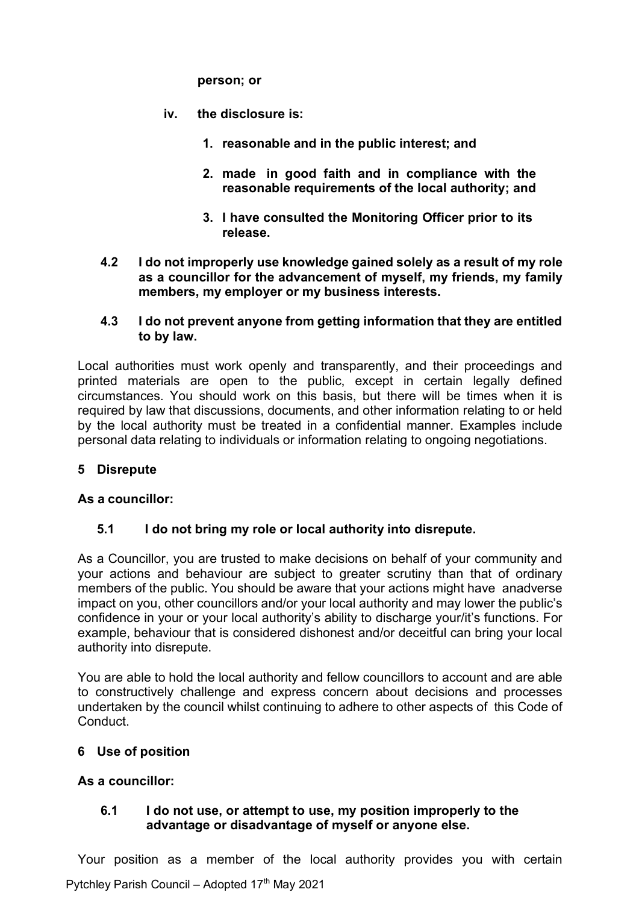**person; or**

- **iv. the disclosure is:**
  1. **reasonable and in the public interest; and**
  2. **made in good faith and in compliance with the reasonable requirements of the local authority; and**
  3. **I have consulted the Monitoring Officer prior to its release.**

**4.2 I do not improperly use knowledge gained solely as a result of my role as a councillor for the advancement of myself, my friends, my family members, my employer or my business interests.**

**4.3 I do not prevent anyone from getting information that they are entitled to by law.**

Local authorities must work openly and transparently, and their proceedings and printed materials are open to the public, except in certain legally defined circumstances. You should work on this basis, but there will be times when it is required by law that discussions, documents, and other information relating to or held by the local authority must be treated in a confidential manner. Examples include personal data relating to individuals or information relating to ongoing negotiations.

## 5 Disrepute

**As a councillor:**

**5.1 I do not bring my role or local authority into disrepute.**

As a Councillor, you are trusted to make decisions on behalf of your community and your actions and behaviour are subject to greater scrutiny than that of ordinary members of the public. You should be aware that your actions might have anadverse impact on you, other councillors and/or your local authority and may lower the public's confidence in your or your local authority's ability to discharge your/it's functions. For example, behaviour that is considered dishonest and/or deceitful can bring your local authority into disrepute.

You are able to hold the local authority and fellow councillors to account and are able to constructively challenge and express concern about decisions and processes undertaken by the council whilst continuing to adhere to other aspects of this Code of Conduct.

## 6 Use of position

**As a councillor:**

**6.1 I do not use, or attempt to use, my position improperly to the advantage or disadvantage of myself or anyone else.**

Your position as a member of the local authority provides you with certain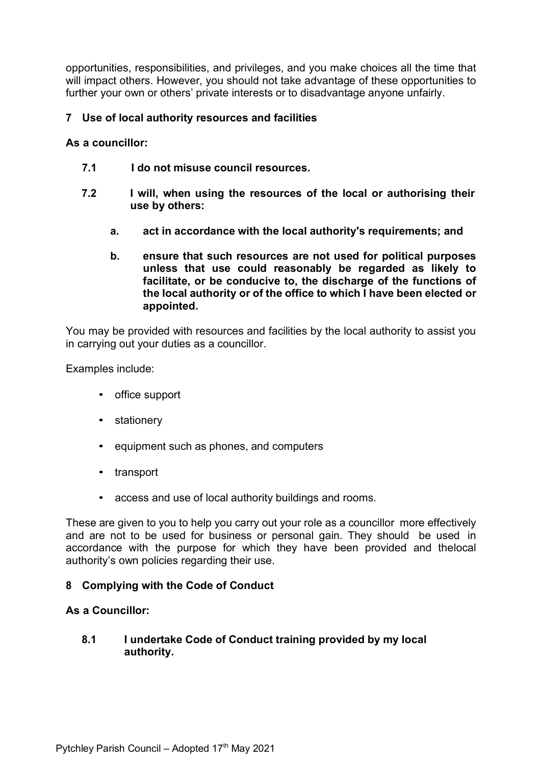opportunities, responsibilities, and privileges, and you make choices all the time that will impact others. However, you should not take advantage of these opportunities to further your own or others' private interests or to disadvantage anyone unfairly.

## 7 Use of local authority resources and facilities

**As a councillor:**

**7.1 I do not misuse council resources.**

**7.2 I will, when using the resources of the local or authorising their use by others:**

**a. act in accordance with the local authority's requirements; and**

**b. ensure that such resources are not used for political purposes unless that use could reasonably be regarded as likely to facilitate, or be conducive to, the discharge of the functions of the local authority or of the office to which I have been elected or appointed.**

You may be provided with resources and facilities by the local authority to assist you in carrying out your duties as a councillor.

Examples include:

- office support
- stationery
- equipment such as phones, and computers
- transport
- access and use of local authority buildings and rooms.

These are given to you to help you carry out your role as a councillor more effectively and are not to be used for business or personal gain. They should be used in accordance with the purpose for which they have been provided and thelocal authority's own policies regarding their use.

## 8 Complying with the Code of Conduct

**As a Councillor:**

**8.1 I undertake Code of Conduct training provided by my local authority.**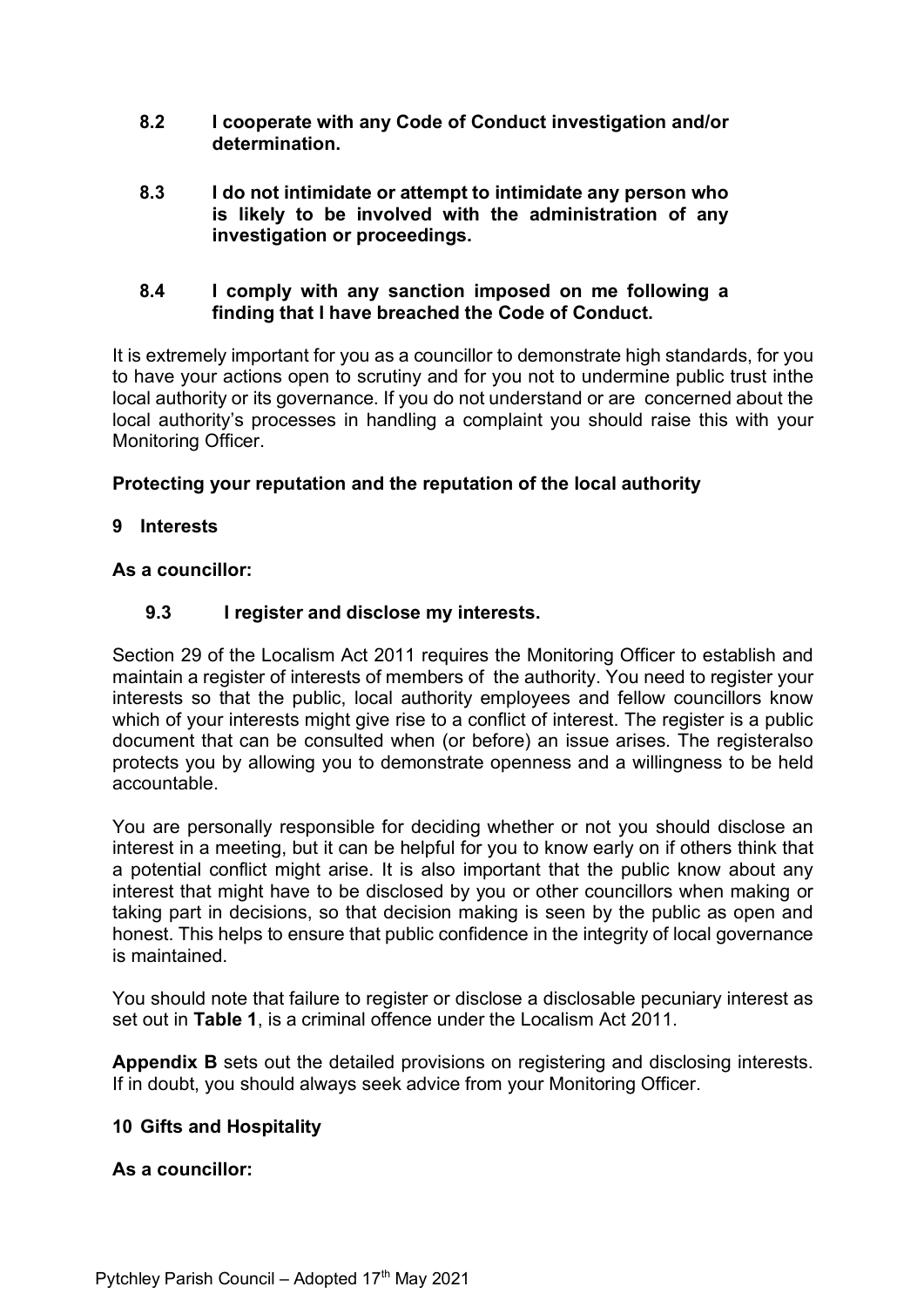**8.2 I cooperate with any Code of Conduct investigation and/or determination.**

**8.3 I do not intimidate or attempt to intimidate any person who is likely to be involved with the administration of any investigation or proceedings.**

**8.4 I comply with any sanction imposed on me following a finding that I have breached the Code of Conduct.**

It is extremely important for you as a councillor to demonstrate high standards, for you to have your actions open to scrutiny and for you not to undermine public trust inthe local authority or its governance. If you do not understand or are concerned about the local authority's processes in handling a complaint you should raise this with your Monitoring Officer.

**Protecting your reputation and the reputation of the local authority**

## 9 Interests

**As a councillor:**

**9.3 I register and disclose my interests.**

Section 29 of the Localism Act 2011 requires the Monitoring Officer to establish and maintain a register of interests of members of the authority. You need to register your interests so that the public, local authority employees and fellow councillors know which of your interests might give rise to a conflict of interest. The register is a public document that can be consulted when (or before) an issue arises. The registeralso protects you by allowing you to demonstrate openness and a willingness to be held accountable.

You are personally responsible for deciding whether or not you should disclose an interest in a meeting, but it can be helpful for you to know early on if others think that a potential conflict might arise. It is also important that the public know about any interest that might have to be disclosed by you or other councillors when making or taking part in decisions, so that decision making is seen by the public as open and honest. This helps to ensure that public confidence in the integrity of local governance is maintained.

You should note that failure to register or disclose a disclosable pecuniary interest as set out in **Table 1**, is a criminal offence under the Localism Act 2011.

**Appendix B** sets out the detailed provisions on registering and disclosing interests. If in doubt, you should always seek advice from your Monitoring Officer.

## 10 Gifts and Hospitality

**As a councillor:**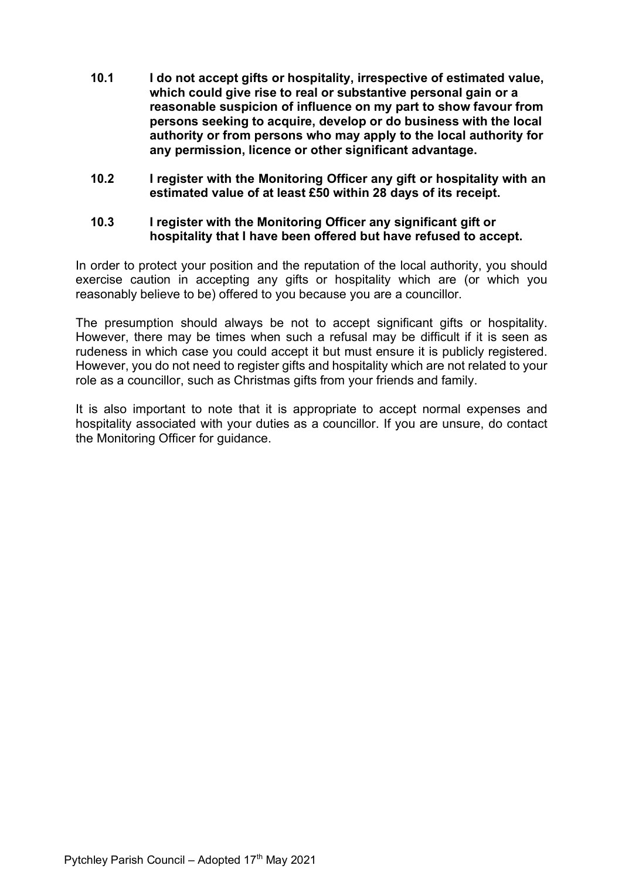**10.1 I do not accept gifts or hospitality, irrespective of estimated value, which could give rise to real or substantive personal gain or a reasonable suspicion of influence on my part to show favour from persons seeking to acquire, develop or do business with the local authority or from persons who may apply to the local authority for any permission, licence or other significant advantage.**

**10.2 I register with the Monitoring Officer any gift or hospitality with an estimated value of at least £50 within 28 days of its receipt.**

**10.3 I register with the Monitoring Officer any significant gift or hospitality that I have been offered but have refused to accept.**

In order to protect your position and the reputation of the local authority, you should exercise caution in accepting any gifts or hospitality which are (or which you reasonably believe to be) offered to you because you are a councillor.

The presumption should always be not to accept significant gifts or hospitality. However, there may be times when such a refusal may be difficult if it is seen as rudeness in which case you could accept it but must ensure it is publicly registered. However, you do not need to register gifts and hospitality which are not related to your role as a councillor, such as Christmas gifts from your friends and family.

It is also important to note that it is appropriate to accept normal expenses and hospitality associated with your duties as a councillor. If you are unsure, do contact the Monitoring Officer for guidance.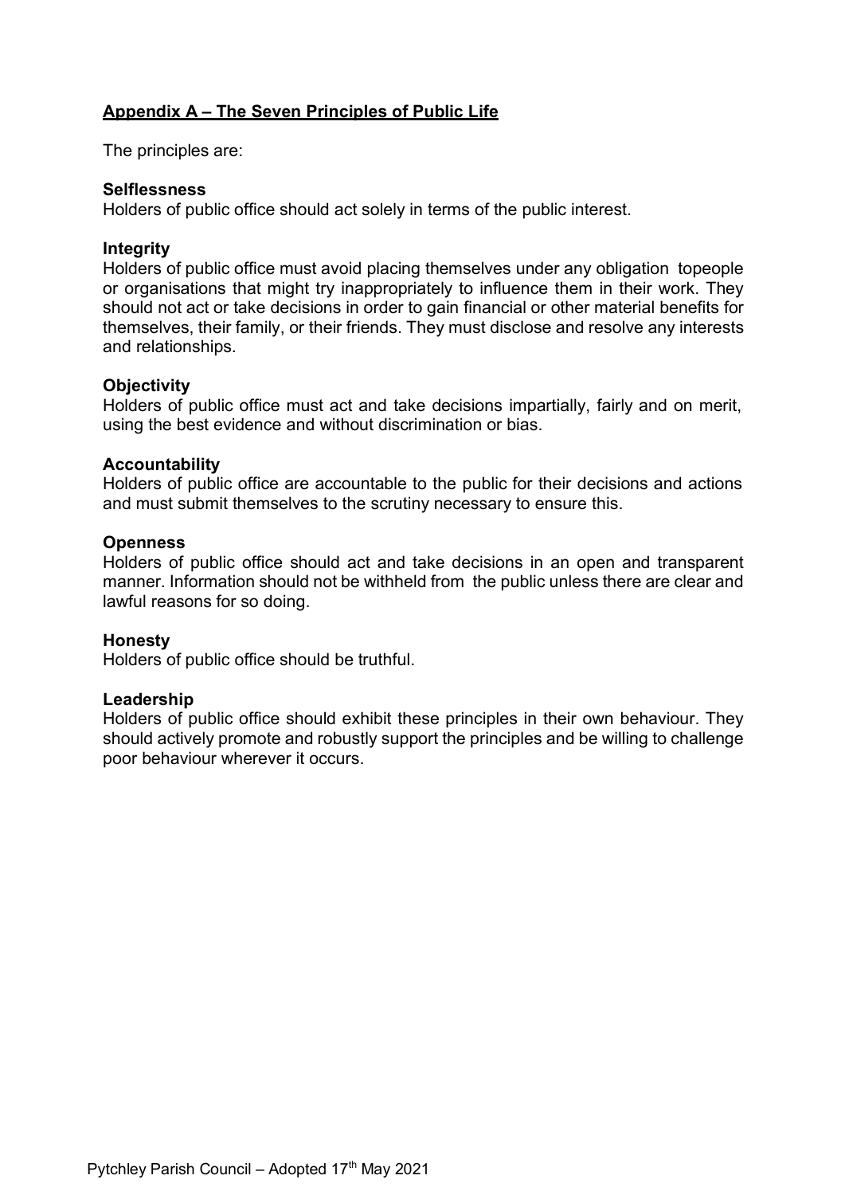## Appendix A – The Seven Principles of Public Life

The principles are:

**Selflessness**
Holders of public office should act solely in terms of the public interest.

**Integrity**
Holders of public office must avoid placing themselves under any obligation topeople or organisations that might try inappropriately to influence them in their work. They should not act or take decisions in order to gain financial or other material benefits for themselves, their family, or their friends. They must disclose and resolve any interests and relationships.

**Objectivity**
Holders of public office must act and take decisions impartially, fairly and on merit, using the best evidence and without discrimination or bias.

**Accountability**
Holders of public office are accountable to the public for their decisions and actions and must submit themselves to the scrutiny necessary to ensure this.

**Openness**
Holders of public office should act and take decisions in an open and transparent manner. Information should not be withheld from the public unless there are clear and lawful reasons for so doing.

**Honesty**
Holders of public office should be truthful.

**Leadership**
Holders of public office should exhibit these principles in their own behaviour. They should actively promote and robustly support the principles and be willing to challenge poor behaviour wherever it occurs.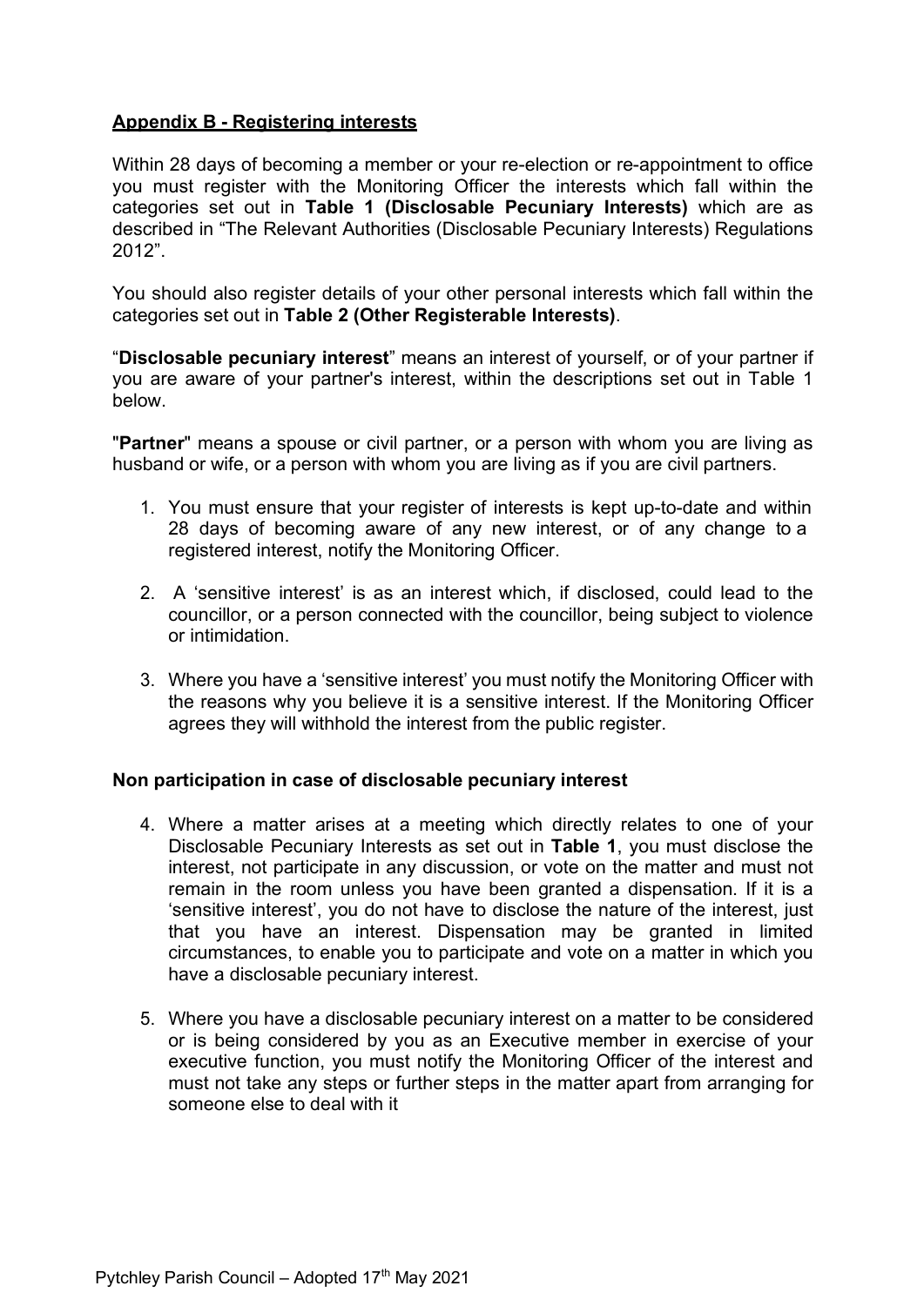## Appendix B - Registering interests

Within 28 days of becoming a member or your re-election or re-appointment to office you must register with the Monitoring Officer the interests which fall within the categories set out in **Table 1 (Disclosable Pecuniary Interests)** which are as described in "The Relevant Authorities (Disclosable Pecuniary Interests) Regulations 2012".

You should also register details of your other personal interests which fall within the categories set out in **Table 2 (Other Registerable Interests)**.

"**Disclosable pecuniary interest**" means an interest of yourself, or of your partner if you are aware of your partner's interest, within the descriptions set out in Table 1 below.

"**Partner**" means a spouse or civil partner, or a person with whom you are living as husband or wife, or a person with whom you are living as if you are civil partners.

1. You must ensure that your register of interests is kept up-to-date and within 28 days of becoming aware of any new interest, or of any change to a registered interest, notify the Monitoring Officer.
2. A 'sensitive interest' is as an interest which, if disclosed, could lead to the councillor, or a person connected with the councillor, being subject to violence or intimidation.
3. Where you have a 'sensitive interest' you must notify the Monitoring Officer with the reasons why you believe it is a sensitive interest. If the Monitoring Officer agrees they will withhold the interest from the public register.

### Non participation in case of disclosable pecuniary interest

4. Where a matter arises at a meeting which directly relates to one of your Disclosable Pecuniary Interests as set out in **Table 1**, you must disclose the interest, not participate in any discussion, or vote on the matter and must not remain in the room unless you have been granted a dispensation. If it is a 'sensitive interest', you do not have to disclose the nature of the interest, just that you have an interest. Dispensation may be granted in limited circumstances, to enable you to participate and vote on a matter in which you have a disclosable pecuniary interest.
5. Where you have a disclosable pecuniary interest on a matter to be considered or is being considered by you as an Executive member in exercise of your executive function, you must notify the Monitoring Officer of the interest and must not take any steps or further steps in the matter apart from arranging for someone else to deal with it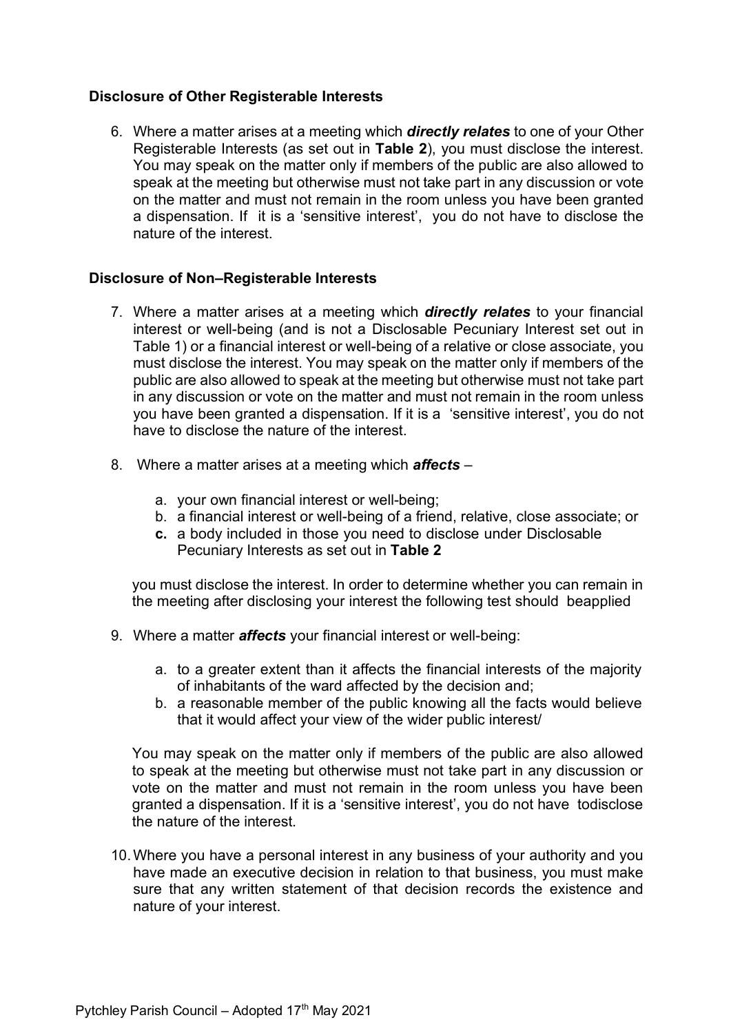### Disclosure of Other Registerable Interests

6. Where a matter arises at a meeting which ***directly relates*** to one of your Other Registerable Interests (as set out in **Table 2**), you must disclose the interest. You may speak on the matter only if members of the public are also allowed to speak at the meeting but otherwise must not take part in any discussion or vote on the matter and must not remain in the room unless you have been granted a dispensation. If it is a 'sensitive interest', you do not have to disclose the nature of the interest.

### Disclosure of Non–Registerable Interests

7. Where a matter arises at a meeting which ***directly relates*** to your financial interest or well-being (and is not a Disclosable Pecuniary Interest set out in Table 1) or a financial interest or well-being of a relative or close associate, you must disclose the interest. You may speak on the matter only if members of the public are also allowed to speak at the meeting but otherwise must not take part in any discussion or vote on the matter and must not remain in the room unless you have been granted a dispensation. If it is a 'sensitive interest', you do not have to disclose the nature of the interest.

8. Where a matter arises at a meeting which ***affects*** –

   a. your own financial interest or well-being;
   b. a financial interest or well-being of a friend, relative, close associate; or
   **c.** a body included in those you need to disclose under Disclosable Pecuniary Interests as set out in **Table 2**

   you must disclose the interest. In order to determine whether you can remain in the meeting after disclosing your interest the following test should beapplied

9. Where a matter ***affects*** your financial interest or well-being:

   a. to a greater extent than it affects the financial interests of the majority of inhabitants of the ward affected by the decision and;
   b. a reasonable member of the public knowing all the facts would believe that it would affect your view of the wider public interest/

   You may speak on the matter only if members of the public are also allowed to speak at the meeting but otherwise must not take part in any discussion or vote on the matter and must not remain in the room unless you have been granted a dispensation. If it is a 'sensitive interest', you do not have todisclose the nature of the interest.

10. Where you have a personal interest in any business of your authority and you have made an executive decision in relation to that business, you must make sure that any written statement of that decision records the existence and nature of your interest.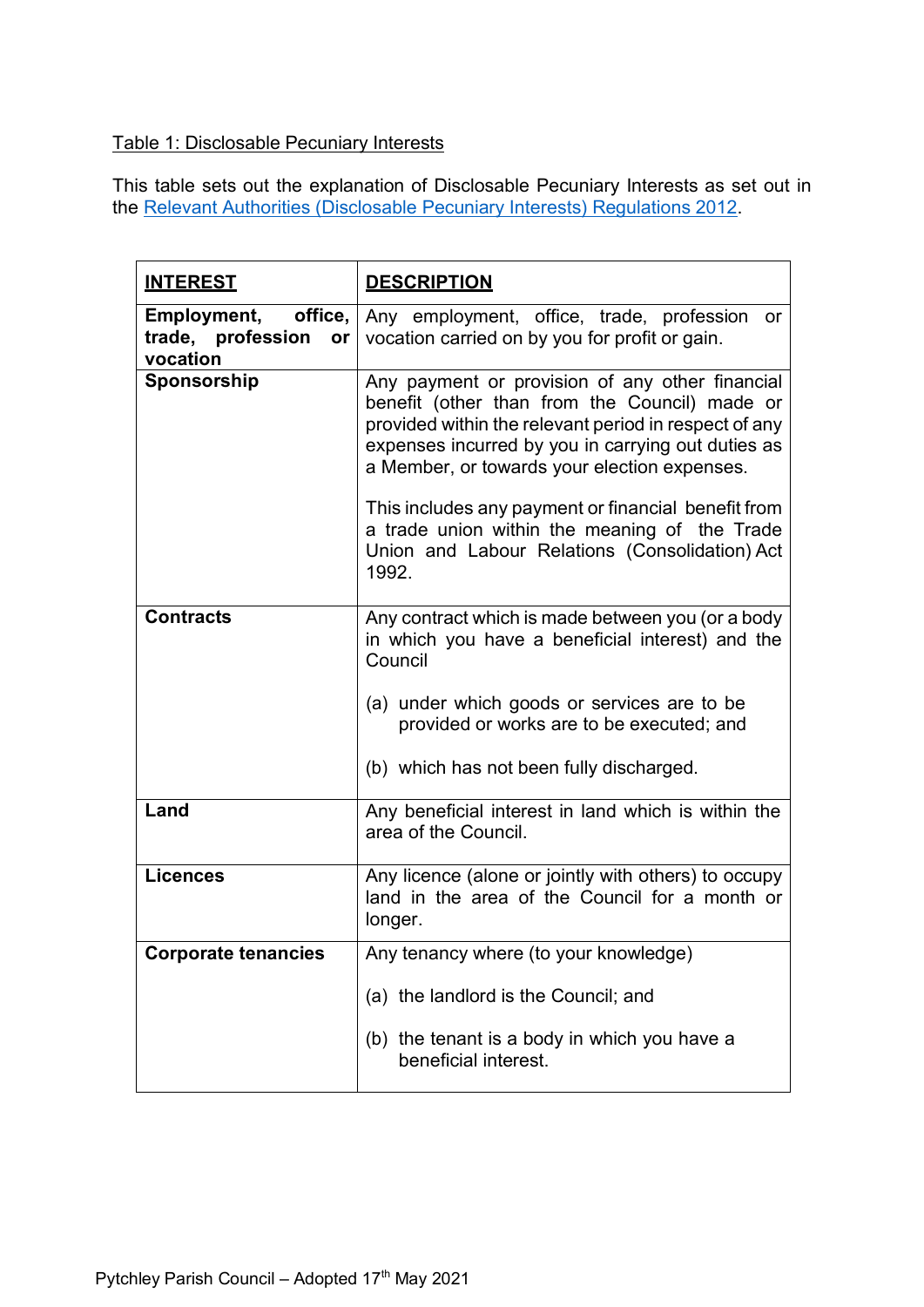Table 1: Disclosable Pecuniary Interests

This table sets out the explanation of Disclosable Pecuniary Interests as set out in the Relevant Authorities (Disclosable Pecuniary Interests) Regulations 2012.

| **INTEREST** | **DESCRIPTION** |
|---|---|
| **Employment, office, trade, profession or vocation** | Any employment, office, trade, profession or vocation carried on by you for profit or gain. |
| **Sponsorship** | Any payment or provision of any other financial benefit (other than from the Council) made or provided within the relevant period in respect of any expenses incurred by you in carrying out duties as a Member, or towards your election expenses.<br><br>This includes any payment or financial benefit from a trade union within the meaning of the Trade Union and Labour Relations (Consolidation) Act 1992. |
| **Contracts** | Any contract which is made between you (or a body in which you have a beneficial interest) and the Council<br><br>(a) under which goods or services are to be provided or works are to be executed; and<br><br>(b) which has not been fully discharged. |
| **Land** | Any beneficial interest in land which is within the area of the Council. |
| **Licences** | Any licence (alone or jointly with others) to occupy land in the area of the Council for a month or longer. |
| **Corporate tenancies** | Any tenancy where (to your knowledge)<br><br>(a) the landlord is the Council; and<br><br>(b) the tenant is a body in which you have a beneficial interest. |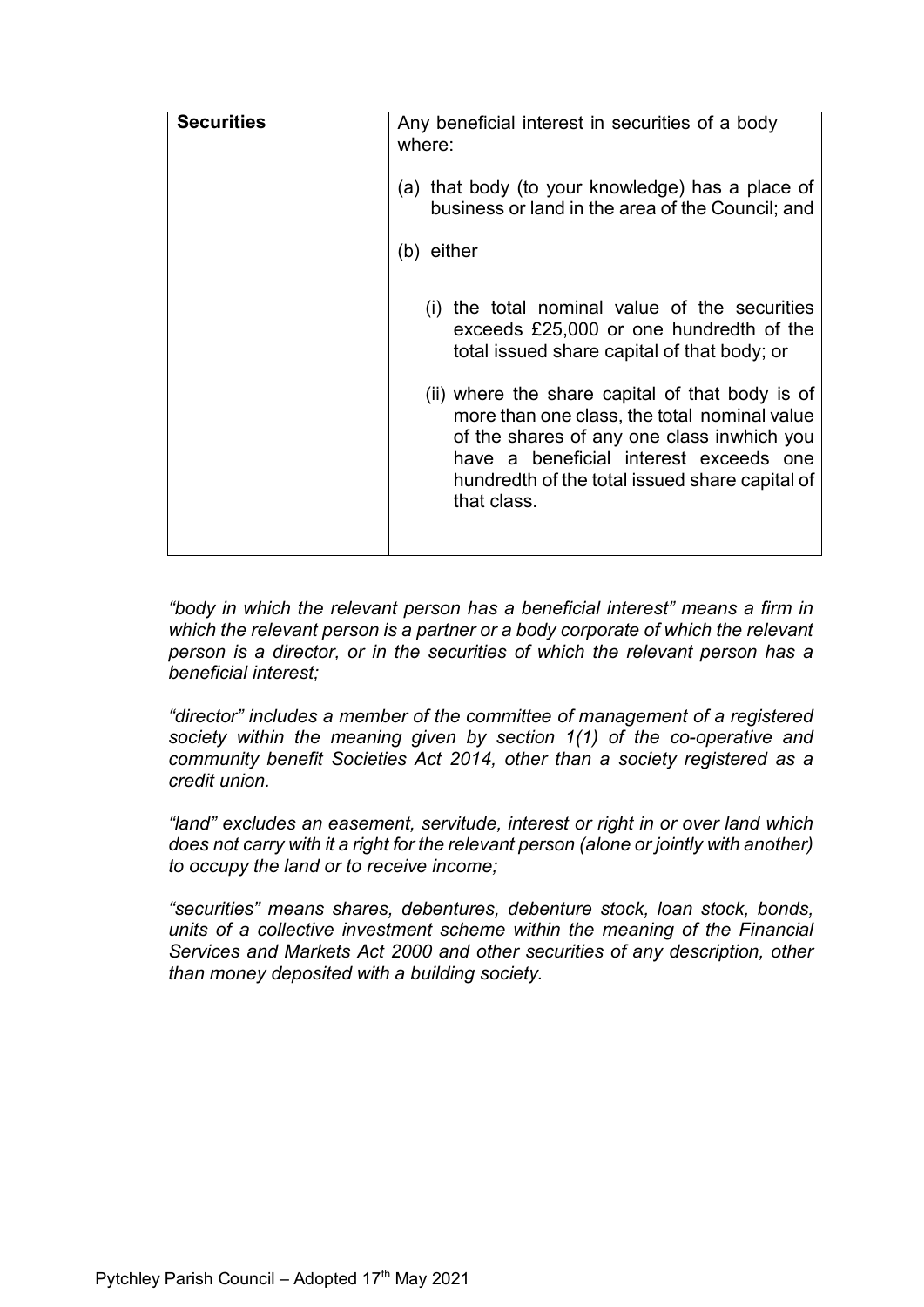| **Securities** | Any beneficial interest in securities of a body where:<br><br>(a) that body (to your knowledge) has a place of business or land in the area of the Council; and<br><br>(b) either<br><br>(i) the total nominal value of the securities exceeds £25,000 or one hundredth of the total issued share capital of that body; or<br><br>(ii) where the share capital of that body is of more than one class, the total nominal value of the shares of any one class inwhich you have a beneficial interest exceeds one hundredth of the total issued share capital of that class. |
|---|---|

*"body in which the relevant person has a beneficial interest" means a firm in which the relevant person is a partner or a body corporate of which the relevant person is a director, or in the securities of which the relevant person has a beneficial interest;*

*"director" includes a member of the committee of management of a registered society within the meaning given by section 1(1) of the co-operative and community benefit Societies Act 2014, other than a society registered as a credit union.*

*"land" excludes an easement, servitude, interest or right in or over land which does not carry with it a right for the relevant person (alone or jointly with another) to occupy the land or to receive income;*

*"securities" means shares, debentures, debenture stock, loan stock, bonds, units of a collective investment scheme within the meaning of the Financial Services and Markets Act 2000 and other securities of any description, other than money deposited with a building society.*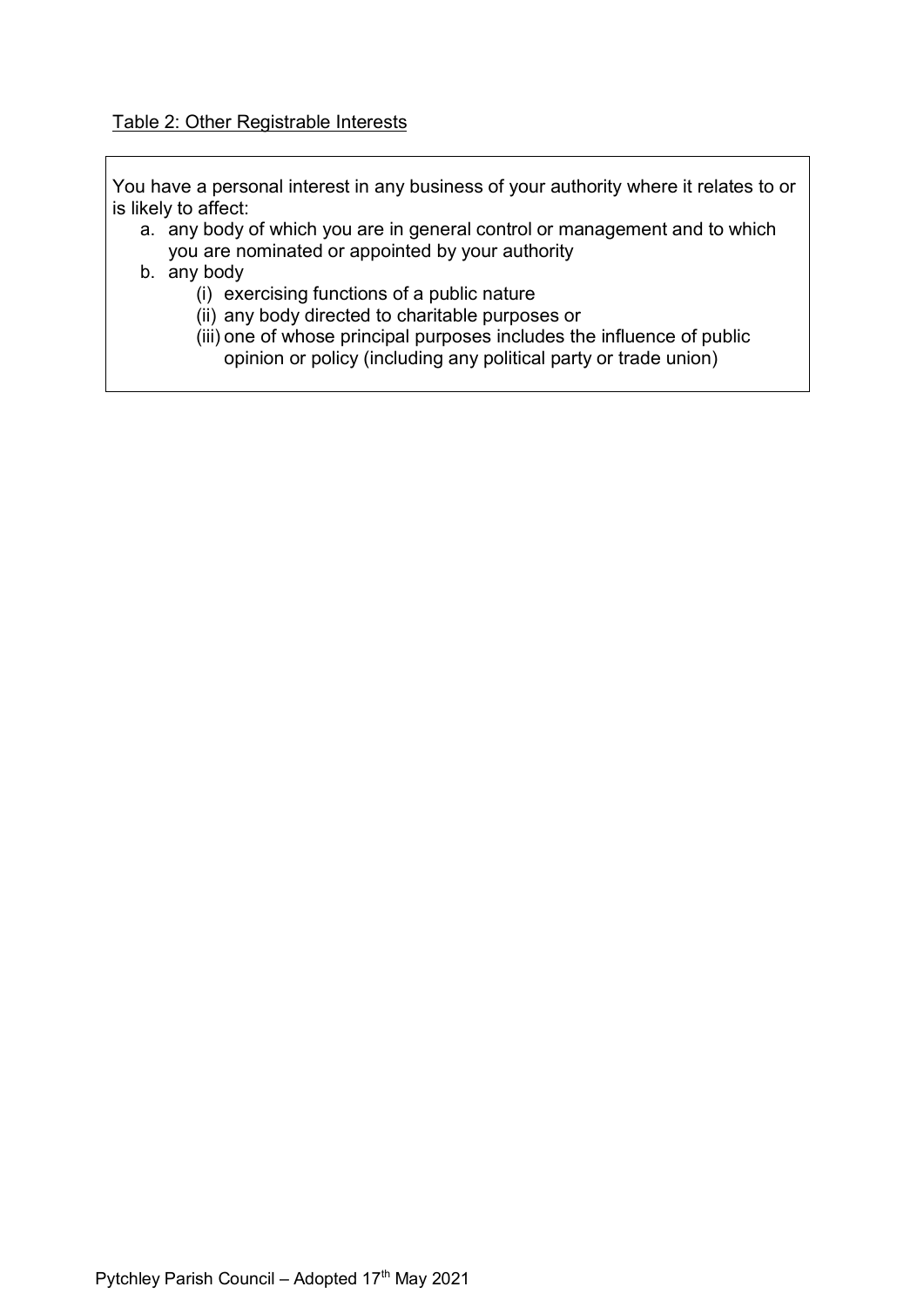Table 2: Other Registrable Interests

You have a personal interest in any business of your authority where it relates to or is likely to affect:

a. any body of which you are in general control or management and to which you are nominated or appointed by your authority
b. any body
   (i) exercising functions of a public nature
   (ii) any body directed to charitable purposes or
   (iii) one of whose principal purposes includes the influence of public opinion or policy (including any political party or trade union)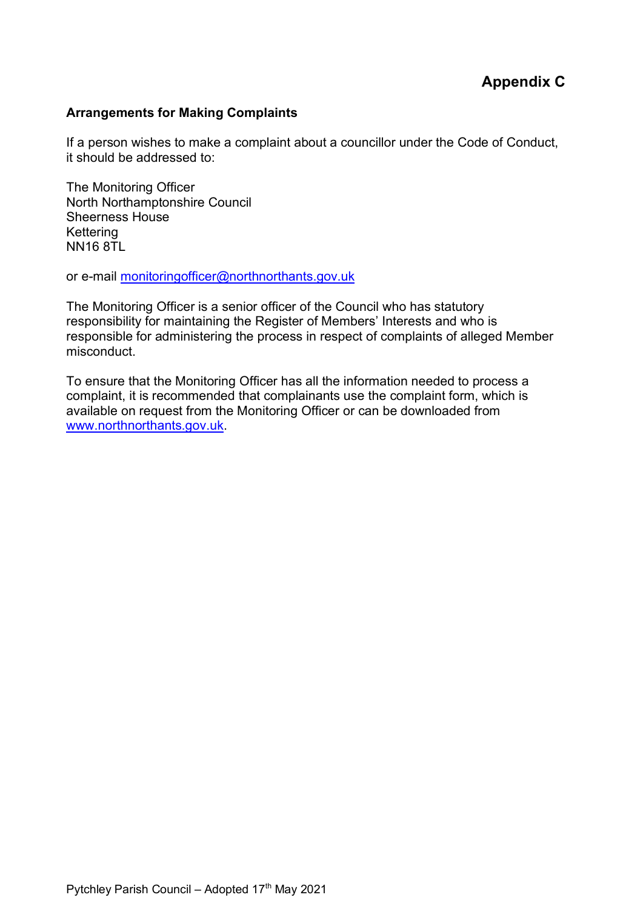# Appendix C

**Arrangements for Making Complaints**

If a person wishes to make a complaint about a councillor under the Code of Conduct, it should be addressed to:

The Monitoring Officer
North Northamptonshire Council
Sheerness House
Kettering
NN16 8TL

or e-mail monitoringofficer@northnorthants.gov.uk

The Monitoring Officer is a senior officer of the Council who has statutory responsibility for maintaining the Register of Members' Interests and who is responsible for administering the process in respect of complaints of alleged Member misconduct.

To ensure that the Monitoring Officer has all the information needed to process a complaint, it is recommended that complainants use the complaint form, which is available on request from the Monitoring Officer or can be downloaded from www.northnorthants.gov.uk.